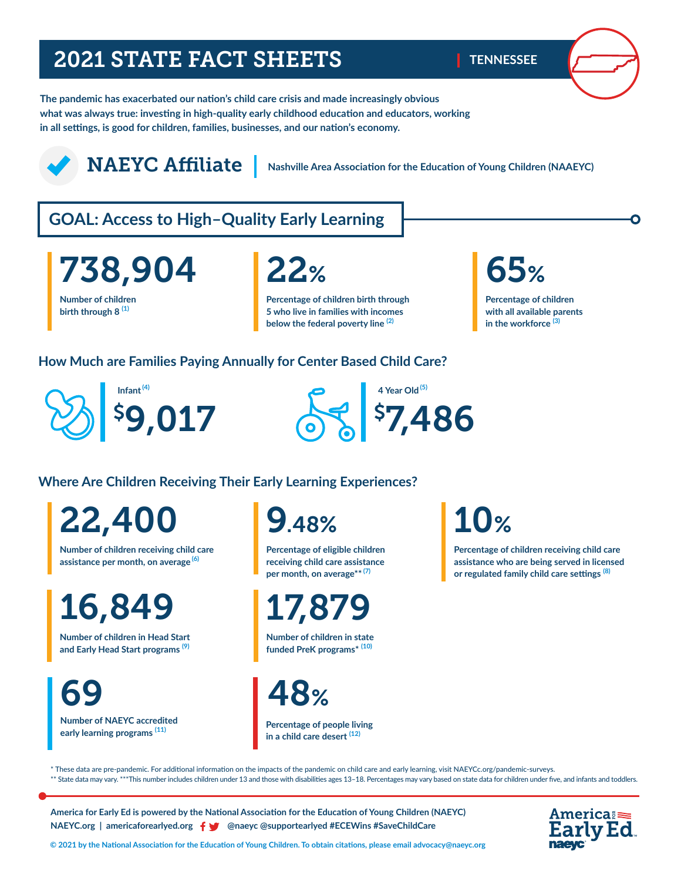# 2021 STATE FACT SHEETS

**TENNESSEE**

**The pandemic has exacerbated our nation's child care crisis and made increasingly obvious what was always true: investing in high-quality early childhood education and educators, working in all settings, is good for children, families, businesses, and our nation's economy.**

## NAEYC Affiliate

Nashville Area Association for the Education of Young Children (NAAEYC)

## GOAL: Access to High–Quality Early Learning

**738,904**
Number of children birth through 8 [(1)]

**22%**
Percentage of children birth through 5 who live in families with incomes below the federal poverty line [(2)]

**65%**
Percentage of children with all available parents in the workforce [(3)]

### How Much are Families Paying Annually for Center Based Child Care?

Infant [(4)]
**$9,017**

4 Year Old [(5)]
**$7,486**

### Where Are Children Receiving Their Early Learning Experiences?

**22,400**
Number of children receiving child care assistance per month, on average [(6)]

**9.48%**
Percentage of eligible children receiving child care assistance per month, on average** [(7)]

**10%**
Percentage of children receiving child care assistance who are being served in licensed or regulated family child care settings [(8)]

**16,849**
Number of children in Head Start and Early Head Start programs [(9)]

**17,879**
Number of children in state funded PreK programs* [(10)]

**69**
Number of NAEYC accredited early learning programs [(11)]

**48%**
Percentage of people living in a child care desert [(12)]

* These data are pre-pandemic. For additional information on the impacts of the pandemic on child care and early learning, visit NAEYCc.org/pandemic-surveys.
** State data may vary. ***This number includes children under 13 and those with disabilities ages 13–18. Percentages may vary based on state data for children under five, and infants and toddlers.

America for Early Ed is powered by the National Association for the Education of Young Children (NAEYC)
NAEYC.org | americaforearlyed.org | @naeyc @supportearlyed #ECEWins #SaveChildCare

© 2021 by the National Association for the Education of Young Children. To obtain citations, please email advocacy@naeyc.org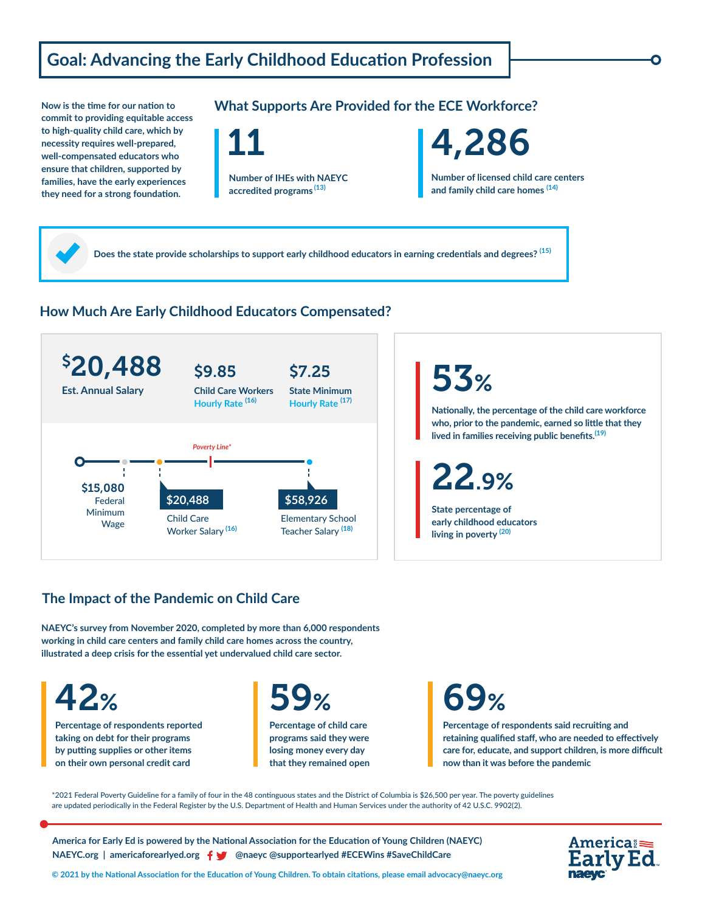# Goal: Advancing the Early Childhood Education Profession

Now is the time for our nation to commit to providing equitable access to high-quality child care, which by necessity requires well-prepared, well-compensated educators who ensure that children, supported by families, have the early experiences they need for a strong foundation.

## What Supports Are Provided for the ECE Workforce?

**11**

Number of IHEs with NAEYC accredited programs [13]

**4,286**

Number of licensed child care centers and family child care homes [14]

✔ Does the state provide scholarships to support early childhood educators in earning credentials and degrees? [15]

## How Much Are Early Childhood Educators Compensated?

**$20,488**
Est. Annual Salary

**$9.85**
Child Care Workers Hourly Rate [16]

**$7.25**
State Minimum Hourly Rate [17]

Poverty Line*

$15,080 Federal Minimum Wage

$20,488 Child Care Worker Salary [16]

$58,926 Elementary School Teacher Salary [18]

**53%**

Nationally, the percentage of the child care workforce who, prior to the pandemic, earned so little that they lived in families receiving public benefits.[19]

**22.9%**

State percentage of early childhood educators living in poverty [20]

## The Impact of the Pandemic on Child Care

NAEYC's survey from November 2020, completed by more than 6,000 respondents working in child care centers and family child care homes across the country, illustrated a deep crisis for the essential yet undervalued child care sector.

**42%**

Percentage of respondents reported taking on debt for their programs by putting supplies or other items on their own personal credit card

**59%**

Percentage of child care programs said they were losing money every day that they remained open

**69%**

Percentage of respondents said recruiting and retaining qualified staff, who are needed to effectively care for, educate, and support children, is more difficult now than it was before the pandemic

*2021 Federal Poverty Guideline for a family of four in the 48 contiguous states and the District of Columbia is $26,500 per year. The poverty guidelines are updated periodically in the Federal Register by the U.S. Department of Health and Human Services under the authority of 42 U.S.C. 9902(2).

America for Early Ed is powered by the National Association for the Education of Young Children (NAEYC)
NAEYC.org | americaforearlyed.org | @naeyc @supportearlyed #ECEWins #SaveChildCare

© 2021 by the National Association for the Education of Young Children. To obtain citations, please email advocacy@naeyc.org

America for Early Ed naeyc